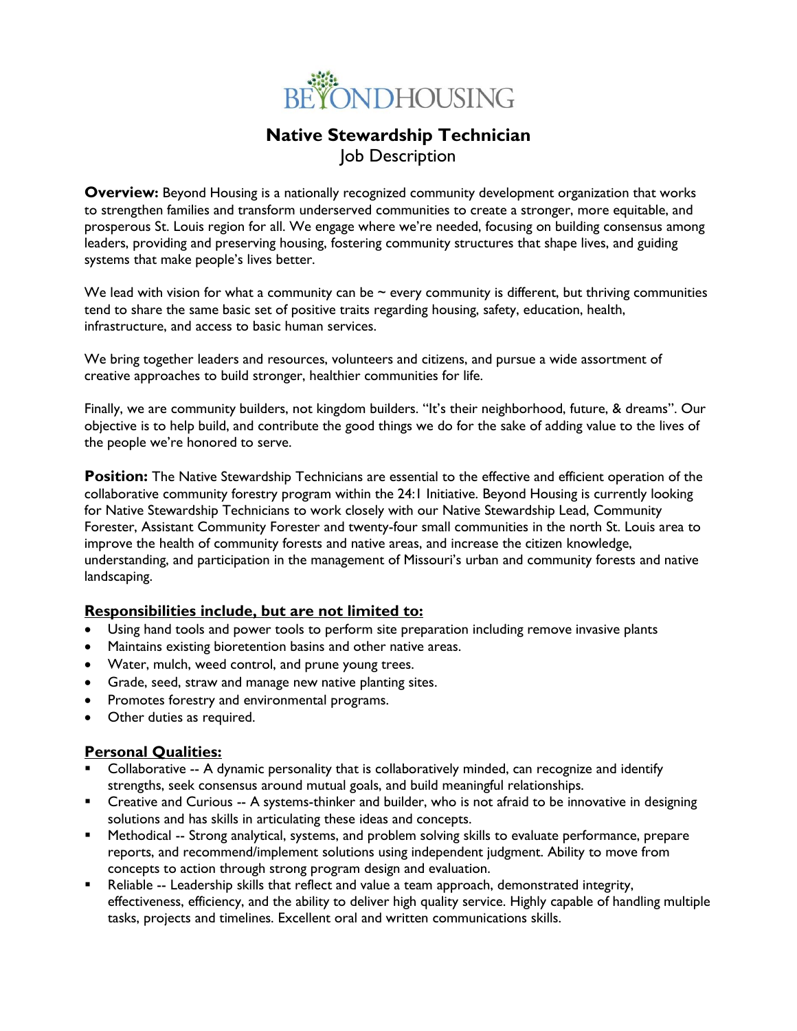BEYONDHOUSING

# Native Stewardship Technician

Job Description

**Overview:** Beyond Housing is a nationally recognized community development organization that works to strengthen families and transform underserved communities to create a stronger, more equitable, and prosperous St. Louis region for all. We engage where we're needed, focusing on building consensus among leaders, providing and preserving housing, fostering community structures that shape lives, and guiding systems that make people's lives better.

We lead with vision for what a community can be ~ every community is different, but thriving communities tend to share the same basic set of positive traits regarding housing, safety, education, health, infrastructure, and access to basic human services.

We bring together leaders and resources, volunteers and citizens, and pursue a wide assortment of creative approaches to build stronger, healthier communities for life.

Finally, we are community builders, not kingdom builders. "It's their neighborhood, future, & dreams". Our objective is to help build, and contribute the good things we do for the sake of adding value to the lives of the people we're honored to serve.

**Position:** The Native Stewardship Technicians are essential to the effective and efficient operation of the collaborative community forestry program within the 24:1 Initiative. Beyond Housing is currently looking for Native Stewardship Technicians to work closely with our Native Stewardship Lead, Community Forester, Assistant Community Forester and twenty-four small communities in the north St. Louis area to improve the health of community forests and native areas, and increase the citizen knowledge, understanding, and participation in the management of Missouri's urban and community forests and native landscaping.

**Responsibilities include, but are not limited to:**

- Using hand tools and power tools to perform site preparation including remove invasive plants
- Maintains existing bioretention basins and other native areas.
- Water, mulch, weed control, and prune young trees.
- Grade, seed, straw and manage new native planting sites.
- Promotes forestry and environmental programs.
- Other duties as required.

**Personal Qualities:**

- Collaborative -- A dynamic personality that is collaboratively minded, can recognize and identify strengths, seek consensus around mutual goals, and build meaningful relationships.
- Creative and Curious -- A systems-thinker and builder, who is not afraid to be innovative in designing solutions and has skills in articulating these ideas and concepts.
- Methodical -- Strong analytical, systems, and problem solving skills to evaluate performance, prepare reports, and recommend/implement solutions using independent judgment. Ability to move from concepts to action through strong program design and evaluation.
- Reliable -- Leadership skills that reflect and value a team approach, demonstrated integrity, effectiveness, efficiency, and the ability to deliver high quality service. Highly capable of handling multiple tasks, projects and timelines. Excellent oral and written communications skills.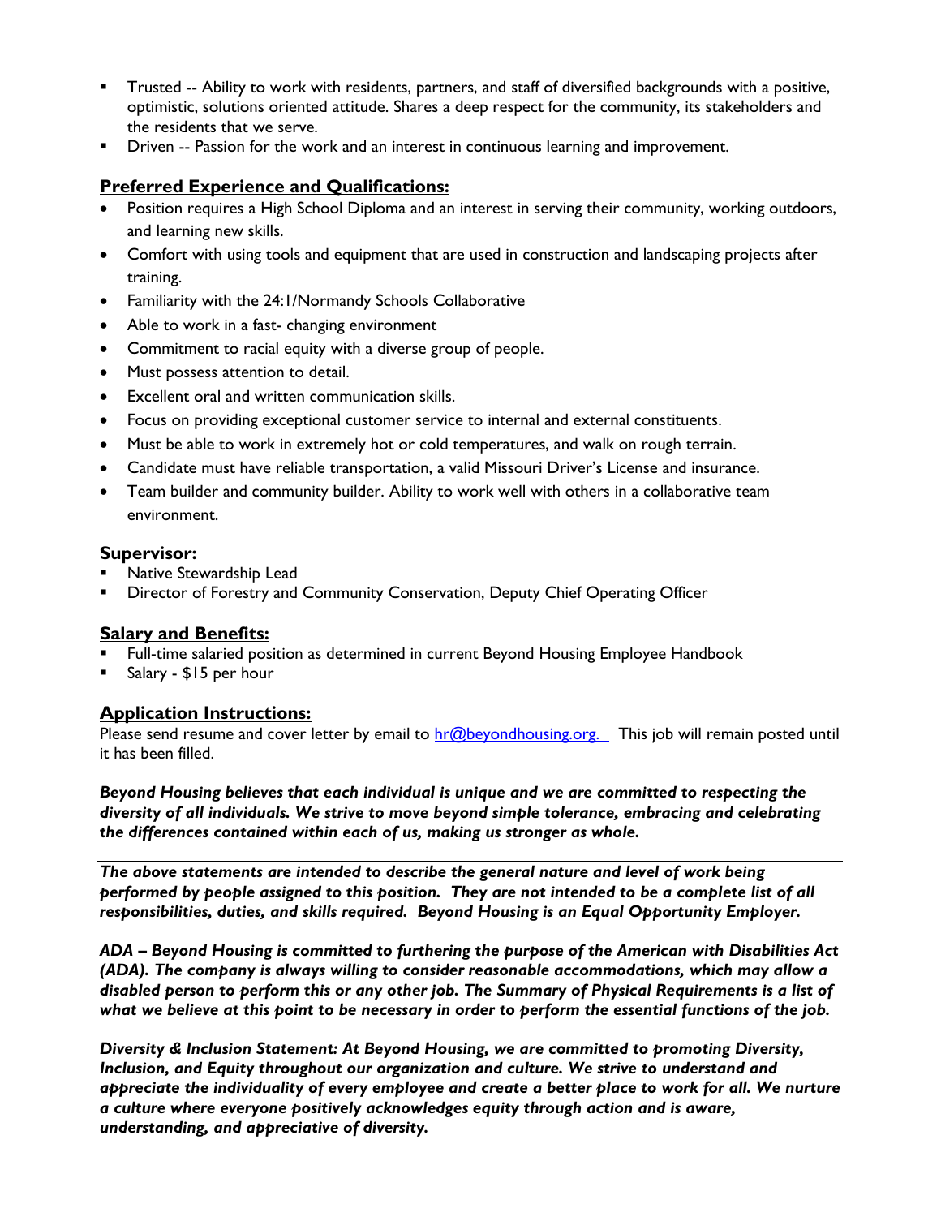- Trusted -- Ability to work with residents, partners, and staff of diversified backgrounds with a positive, optimistic, solutions oriented attitude. Shares a deep respect for the community, its stakeholders and the residents that we serve.
- Driven -- Passion for the work and an interest in continuous learning and improvement.

## Preferred Experience and Qualifications:

- Position requires a High School Diploma and an interest in serving their community, working outdoors, and learning new skills.
- Comfort with using tools and equipment that are used in construction and landscaping projects after training.
- Familiarity with the 24:1/Normandy Schools Collaborative
- Able to work in a fast- changing environment
- Commitment to racial equity with a diverse group of people.
- Must possess attention to detail.
- Excellent oral and written communication skills.
- Focus on providing exceptional customer service to internal and external constituents.
- Must be able to work in extremely hot or cold temperatures, and walk on rough terrain.
- Candidate must have reliable transportation, a valid Missouri Driver's License and insurance.
- Team builder and community builder. Ability to work well with others in a collaborative team environment.

## Supervisor:

- Native Stewardship Lead
- Director of Forestry and Community Conservation, Deputy Chief Operating Officer

## Salary and Benefits:

- Full-time salaried position as determined in current Beyond Housing Employee Handbook
- Salary - $15 per hour

## Application Instructions:

Please send resume and cover letter by email to hr@beyondhousing.org. This job will remain posted until it has been filled.

***Beyond Housing believes that each individual is unique and we are committed to respecting the diversity of all individuals. We strive to move beyond simple tolerance, embracing and celebrating the differences contained within each of us, making us stronger as whole.***

---

***The above statements are intended to describe the general nature and level of work being performed by people assigned to this position. They are not intended to be a complete list of all responsibilities, duties, and skills required. Beyond Housing is an Equal Opportunity Employer.***

***ADA – Beyond Housing is committed to furthering the purpose of the American with Disabilities Act (ADA). The company is always willing to consider reasonable accommodations, which may allow a disabled person to perform this or any other job. The Summary of Physical Requirements is a list of what we believe at this point to be necessary in order to perform the essential functions of the job.***

***Diversity & Inclusion Statement: At Beyond Housing, we are committed to promoting Diversity, Inclusion, and Equity throughout our organization and culture. We strive to understand and appreciate the individuality of every employee and create a better place to work for all. We nurture a culture where everyone positively acknowledges equity through action and is aware, understanding, and appreciative of diversity.***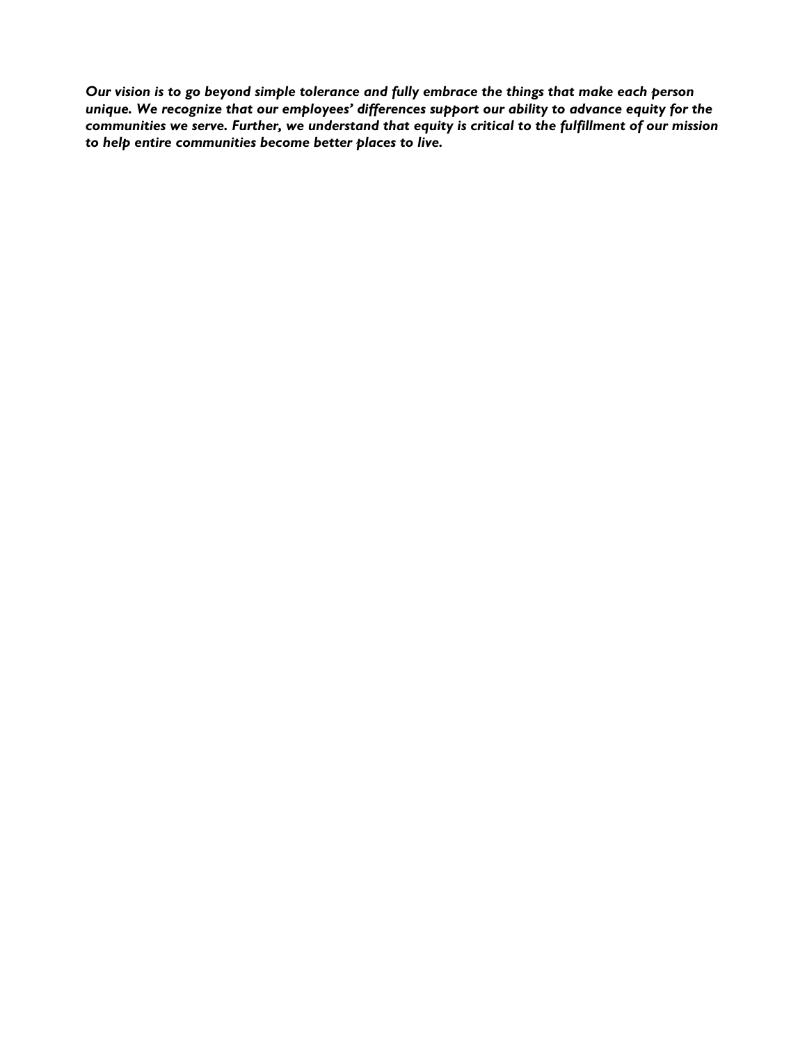***Our vision is to go beyond simple tolerance and fully embrace the things that make each person unique. We recognize that our employees' differences support our ability to advance equity for the communities we serve. Further, we understand that equity is critical to the fulfillment of our mission to help entire communities become better places to live.***